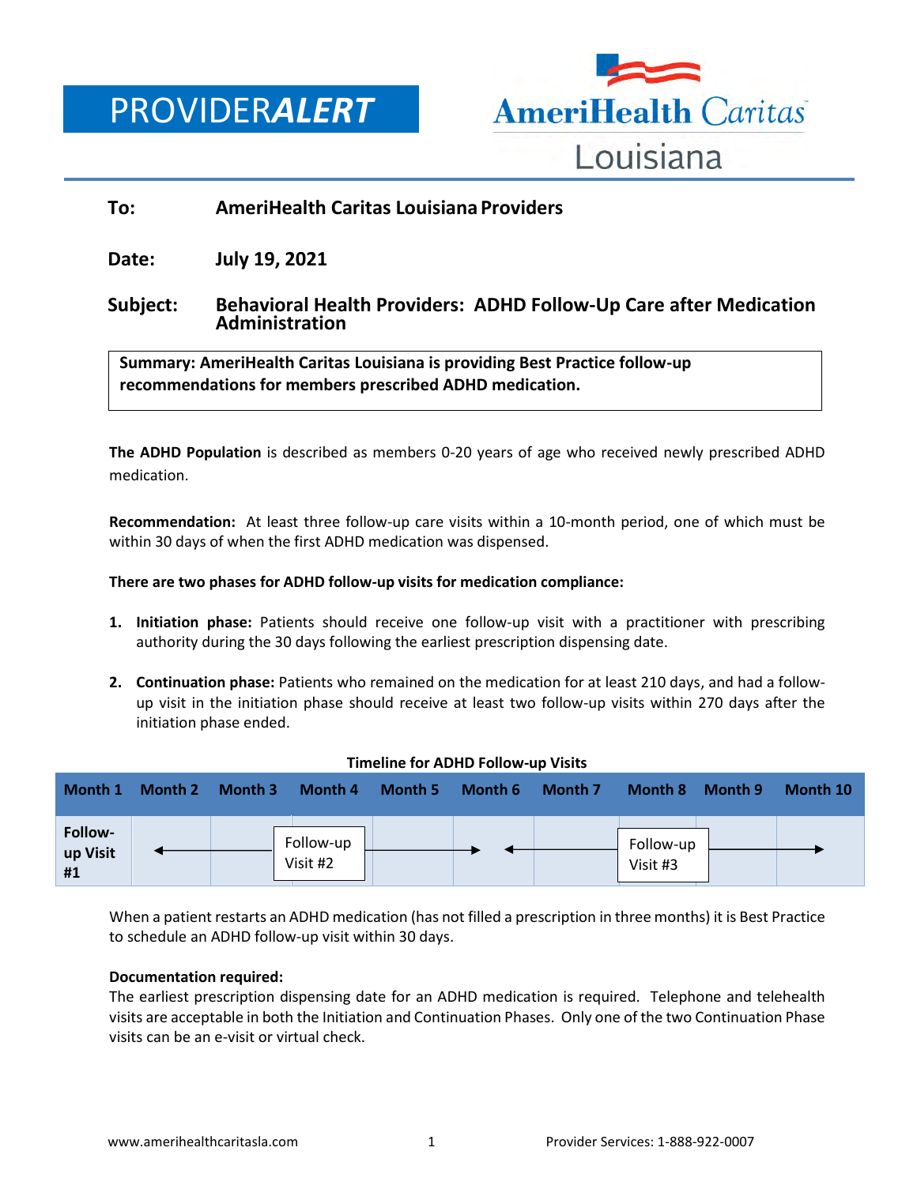# PROVIDER*ALERT*

AmeriHealth Caritas Louisiana

**To:** **AmeriHealth Caritas Louisiana Providers**

**Date:** **July 19, 2021**

**Subject:** **Behavioral Health Providers: ADHD Follow-Up Care after Medication Administration**

> **Summary: AmeriHealth Caritas Louisiana is providing Best Practice follow-up recommendations for members prescribed ADHD medication.**

**The ADHD Population** is described as members 0-20 years of age who received newly prescribed ADHD medication.

**Recommendation:** At least three follow-up care visits within a 10-month period, one of which must be within 30 days of when the first ADHD medication was dispensed.

**There are two phases for ADHD follow-up visits for medication compliance:**

1. **Initiation phase:** Patients should receive one follow-up visit with a practitioner with prescribing authority during the 30 days following the earliest prescription dispensing date.

2. **Continuation phase:** Patients who remained on the medication for at least 210 days, and had a follow-up visit in the initiation phase should receive at least two follow-up visits within 270 days after the initiation phase ended.

**Timeline for ADHD Follow-up Visits**

| Month 1 | Month 2 | Month 3 | Month 4 | Month 5 | Month 6 | Month 7 | Month 8 | Month 9 | Month 10 |
|---|---|---|---|---|---|---|---|---|---|
| Follow-up Visit #1 | ← | | Follow-up Visit #2 | | → | ← | Follow-up Visit #3 | | → |

When a patient restarts an ADHD medication (has not filled a prescription in three months) it is Best Practice to schedule an ADHD follow-up visit within 30 days.

**Documentation required:**

The earliest prescription dispensing date for an ADHD medication is required. Telephone and telehealth visits are acceptable in both the Initiation and Continuation Phases. Only one of the two Continuation Phase visits can be an e-visit or virtual check.

www.amerihealthcaritasla.com Provider Services: 1-888-922-0007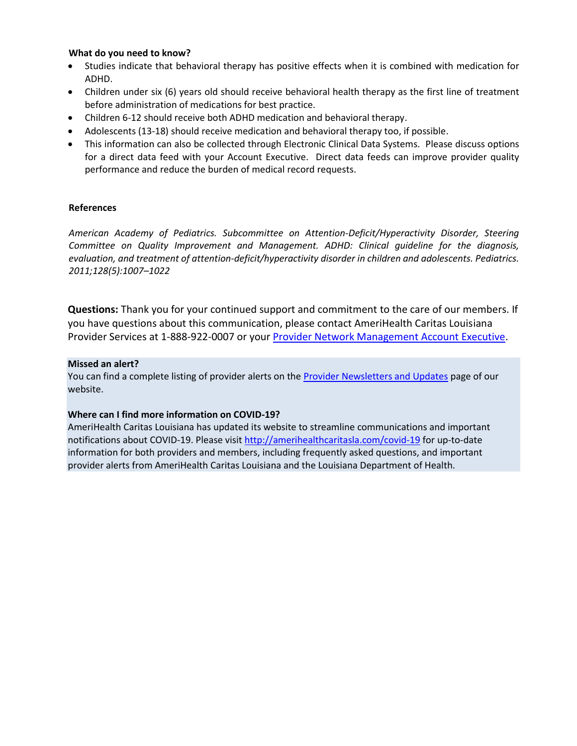**What do you need to know?**

- Studies indicate that behavioral therapy has positive effects when it is combined with medication for ADHD.
- Children under six (6) years old should receive behavioral health therapy as the first line of treatment before administration of medications for best practice.
- Children 6-12 should receive both ADHD medication and behavioral therapy.
- Adolescents (13-18) should receive medication and behavioral therapy too, if possible.
- This information can also be collected through Electronic Clinical Data Systems. Please discuss options for a direct data feed with your Account Executive. Direct data feeds can improve provider quality performance and reduce the burden of medical record requests.

**References**

*American Academy of Pediatrics. Subcommittee on Attention-Deficit/Hyperactivity Disorder, Steering Committee on Quality Improvement and Management. ADHD: Clinical guideline for the diagnosis, evaluation, and treatment of attention-deficit/hyperactivity disorder in children and adolescents. Pediatrics. 2011;128(5):1007–1022*

**Questions:** Thank you for your continued support and commitment to the care of our members. If you have questions about this communication, please contact AmeriHealth Caritas Louisiana Provider Services at 1-888-922-0007 or your [Provider Network Management Account Executive](Provider Network Management Account Executive).

**Missed an alert?**
You can find a complete listing of provider alerts on the [Provider Newsletters and Updates](Provider Newsletters and Updates) page of our website.

**Where can I find more information on COVID-19?**
AmeriHealth Caritas Louisiana has updated its website to streamline communications and important notifications about COVID-19. Please visit [http://amerihealthcaritasla.com/covid-19](http://amerihealthcaritasla.com/covid-19) for up-to-date information for both providers and members, including frequently asked questions, and important provider alerts from AmeriHealth Caritas Louisiana and the Louisiana Department of Health.